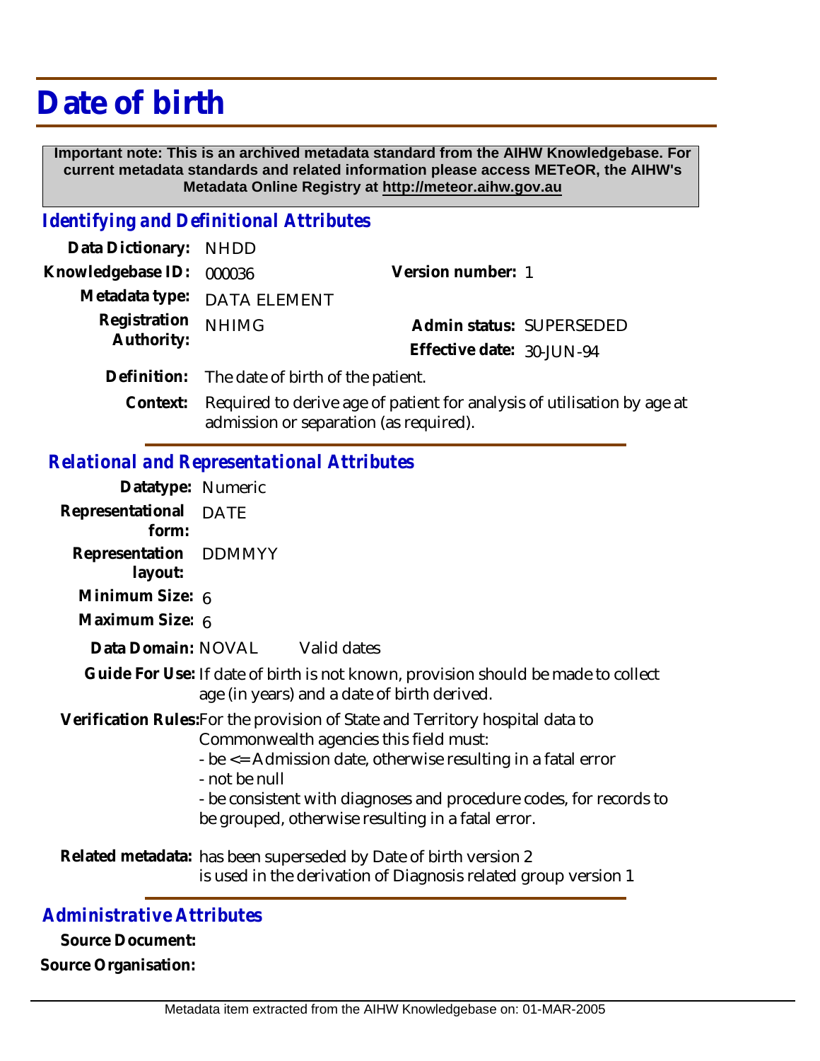# Date of birth

**Important note: This is an archived metadata standard from the AIHW Knowledgebase. For current metadata standards and related information please access METeOR, the AIHW's Metadata Online Registry at http://meteor.aihw.gov.au**

## *Identifying and Definitional Attributes*

**Data Dictionary:** NHDD

**Knowledgebase ID:** 000036

**Version number:** 1

**Metadata type:** DATA ELEMENT

**Registration Authority:** NHIMG

**Admin status:** SUPERSEDED

**Effective date:** 30-JUN-94

**Definition:** The date of birth of the patient.

**Context:** Required to derive age of patient for analysis of utilisation by age at admission or separation (as required).

## *Relational and Representational Attributes*

**Datatype:** Numeric

**Representational form:** DATE

**Representation layout:** DDMMYY

**Minimum Size:** 6

**Maximum Size:** 6

**Data Domain:** NOVAL Valid dates

**Guide For Use:** If date of birth is not known, provision should be made to collect age (in years) and a date of birth derived.

**Verification Rules:** For the provision of State and Territory hospital data to Commonwealth agencies this field must:
- be <= Admission date, otherwise resulting in a fatal error
- not be null
- be consistent with diagnoses and procedure codes, for records to be grouped, otherwise resulting in a fatal error.

**Related metadata:** has been superseded by Date of birth version 2
is used in the derivation of Diagnosis related group version 1

## *Administrative Attributes*

**Source Document:**

**Source Organisation:**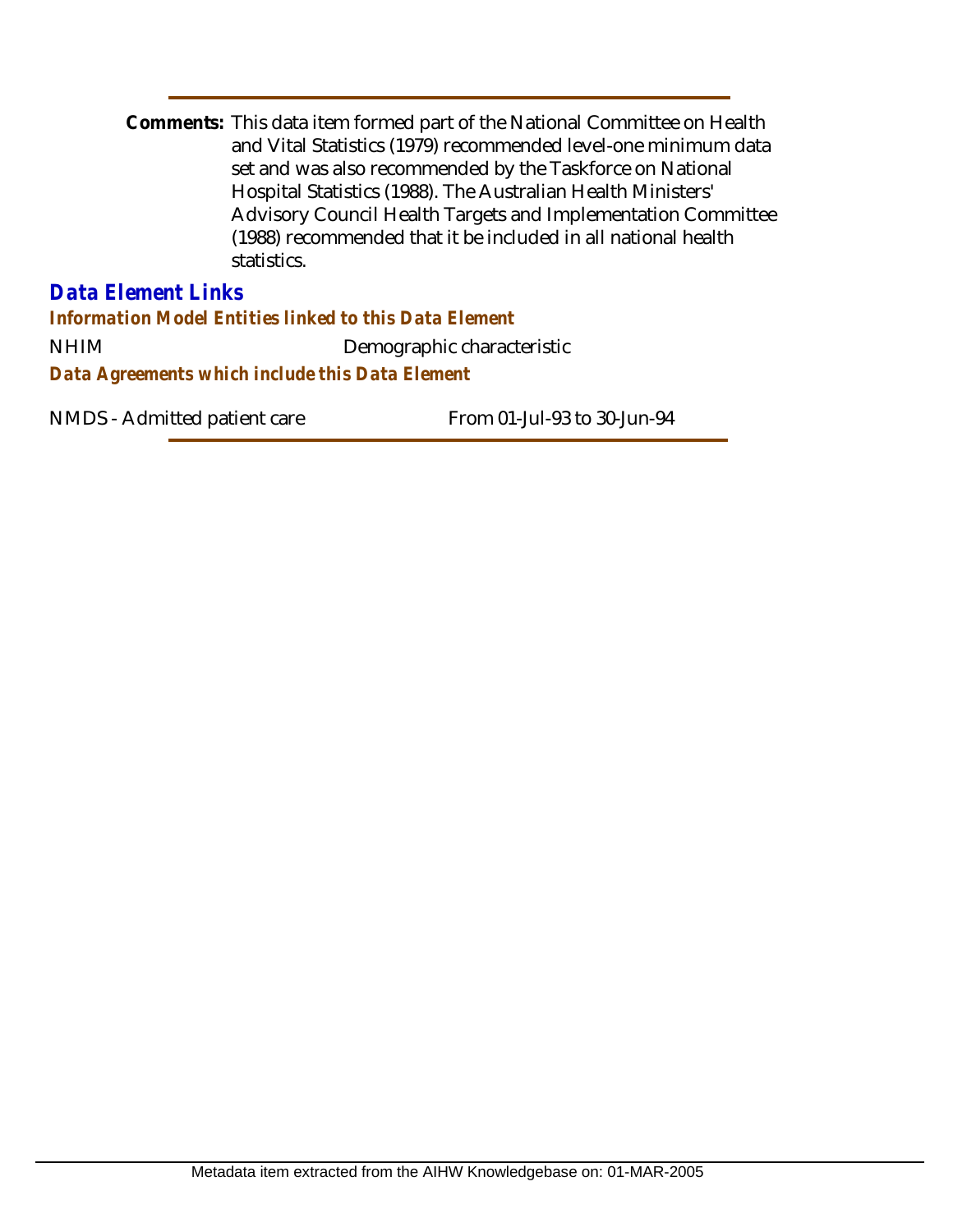**Comments:** This data item formed part of the National Committee on Health and Vital Statistics (1979) recommended level-one minimum data set and was also recommended by the Taskforce on National Hospital Statistics (1988). The Australian Health Ministers' Advisory Council Health Targets and Implementation Committee (1988) recommended that it be included in all national health statistics.

## Data Element Links

### Information Model Entities linked to this Data Element

NHIM Demographic characteristic

### Data Agreements which include this Data Element

NMDS - Admitted patient care From 01-Jul-93 to 30-Jun-94

Metadata item extracted from the AIHW Knowledgebase on: 01-MAR-2005